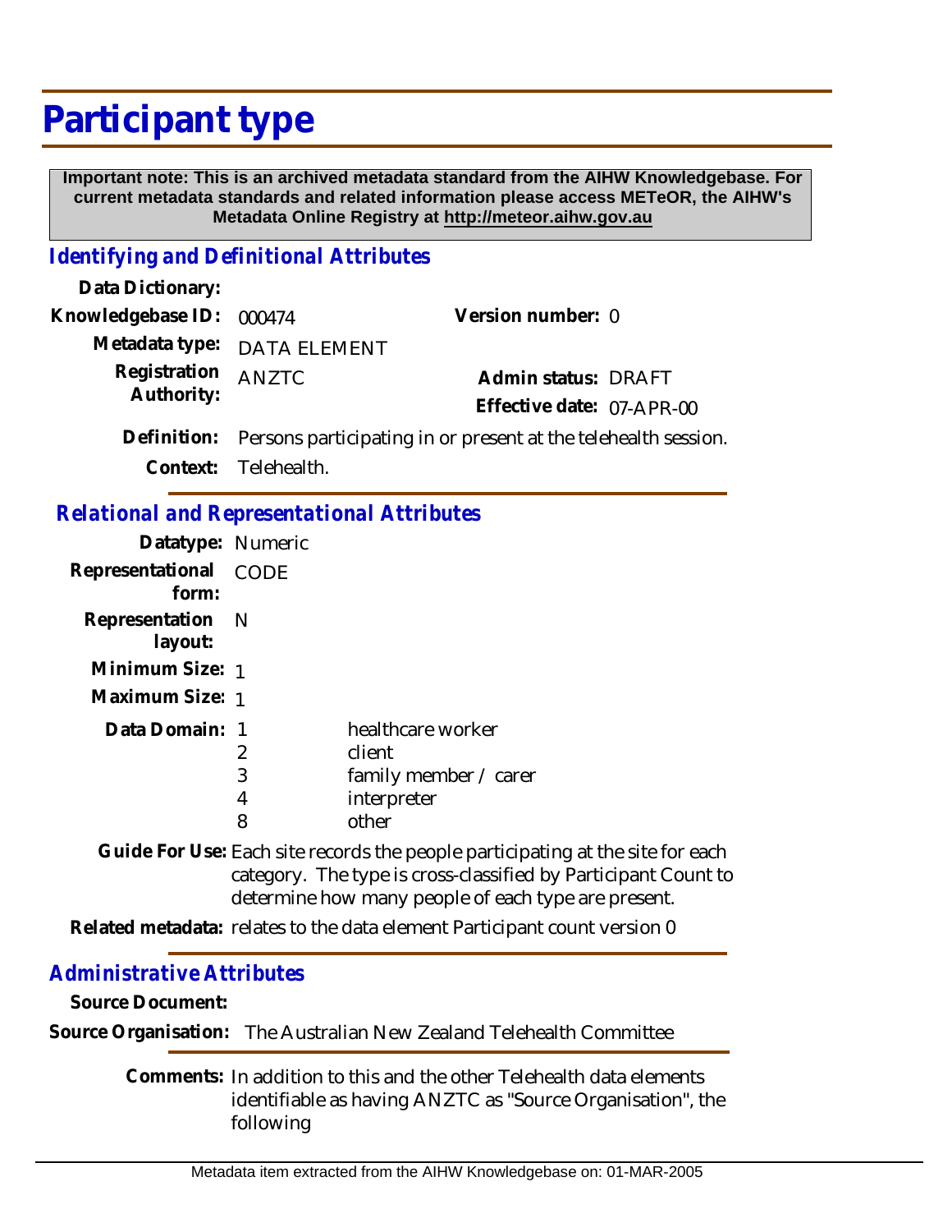# Participant type

**Important note: This is an archived metadata standard from the AIHW Knowledgebase. For current metadata standards and related information please access METeOR, the AIHW's Metadata Online Registry at http://meteor.aihw.gov.au**

## *Identifying and Definitional Attributes*

**Data Dictionary:**

**Knowledgebase ID:** 000474

**Version number:** 0

**Metadata type:** DATA ELEMENT

**Registration Authority:** ANZTC

**Admin status:** DRAFT

**Effective date:** 07-APR-00

**Definition:** Persons participating in or present at the telehealth session.

**Context:** Telehealth.

## *Relational and Representational Attributes*

**Datatype:** Numeric

**Representational form:** CODE

**Representation layout:** N

**Minimum Size:** 1

**Maximum Size:** 1

**Data Domain:**

| | |
|---|---|
| 1 | healthcare worker |
| 2 | client |
| 3 | family member / carer |
| 4 | interpreter |
| 8 | other |

**Guide For Use:** Each site records the people participating at the site for each category. The type is cross-classified by Participant Count to determine how many people of each type are present.

**Related metadata:** relates to the data element Participant count version 0

## *Administrative Attributes*

**Source Document:**

**Source Organisation:** The Australian New Zealand Telehealth Committee

**Comments:** In addition to this and the other Telehealth data elements identifiable as having ANZTC as "Source Organisation", the following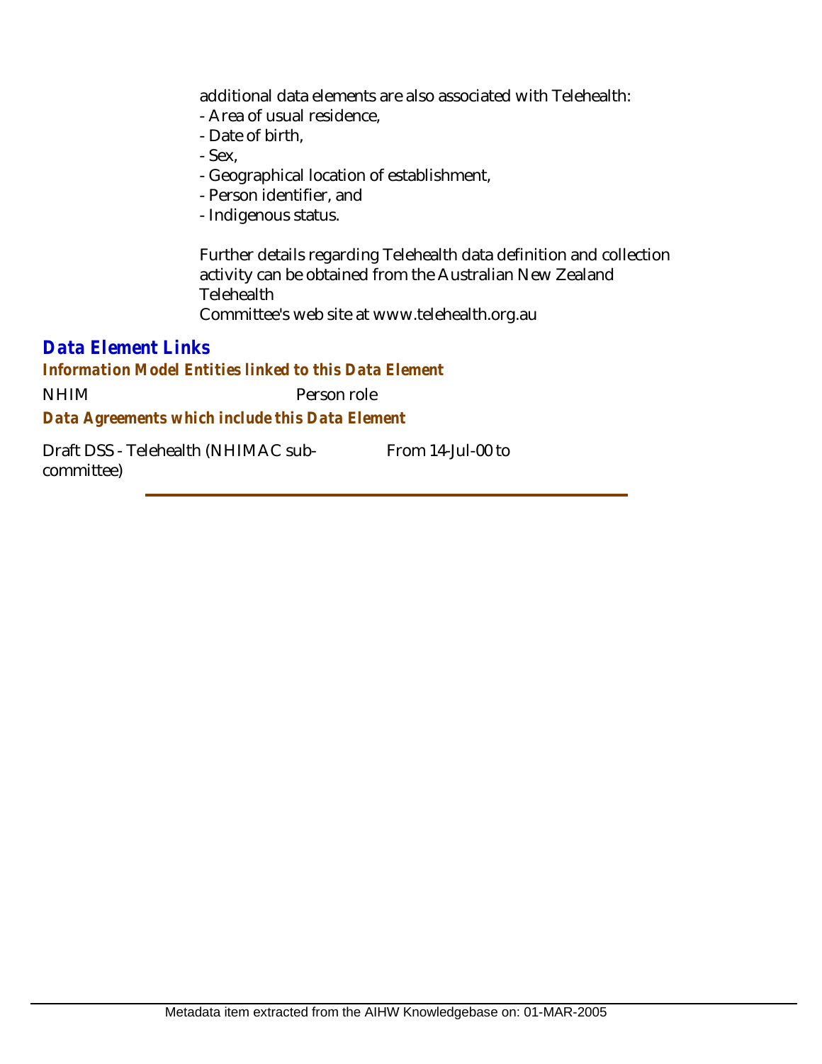additional data elements are also associated with Telehealth:
- Area of usual residence,
- Date of birth,
- Sex,
- Geographical location of establishment,
- Person identifier, and
- Indigenous status.

Further details regarding Telehealth data definition and collection activity can be obtained from the Australian New Zealand Telehealth Committee's web site at www.telehealth.org.au

## Data Element Links

### Information Model Entities linked to this Data Element

| | |
|---|---|
| NHIM | Person role |

### Data Agreements which include this Data Element

| | |
|---|---|
| Draft DSS - Telehealth (NHIMAC sub-committee) | From 14-Jul-00 to |

Metadata item extracted from the AIHW Knowledgebase on: 01-MAR-2005